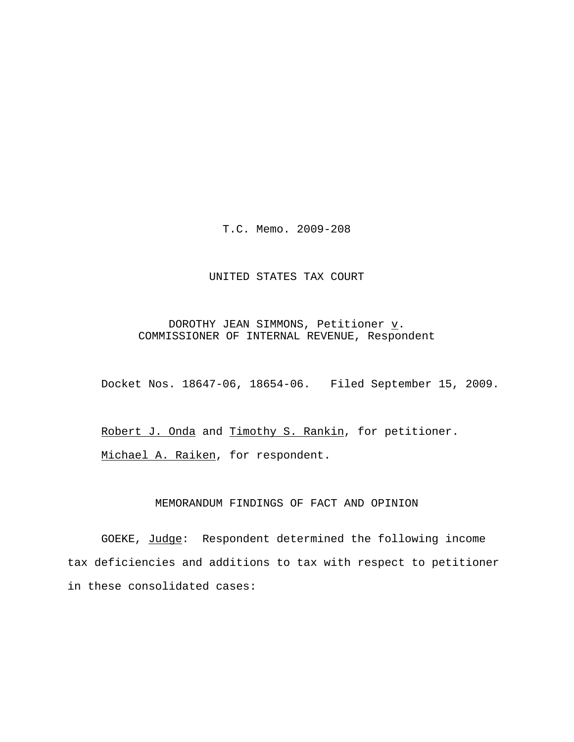T.C. Memo. 2009-208

UNITED STATES TAX COURT

DOROTHY JEAN SIMMONS, Petitioner *v*.
COMMISSIONER OF INTERNAL REVENUE, Respondent

Docket Nos. 18647-06, 18654-06. Filed September 15, 2009.

Robert J. Onda and Timothy S. Rankin, for petitioner.

Michael A. Raiken, for respondent.

MEMORANDUM FINDINGS OF FACT AND OPINION

GOEKE, *Judge*: Respondent determined the following income tax deficiencies and additions to tax with respect to petitioner in these consolidated cases: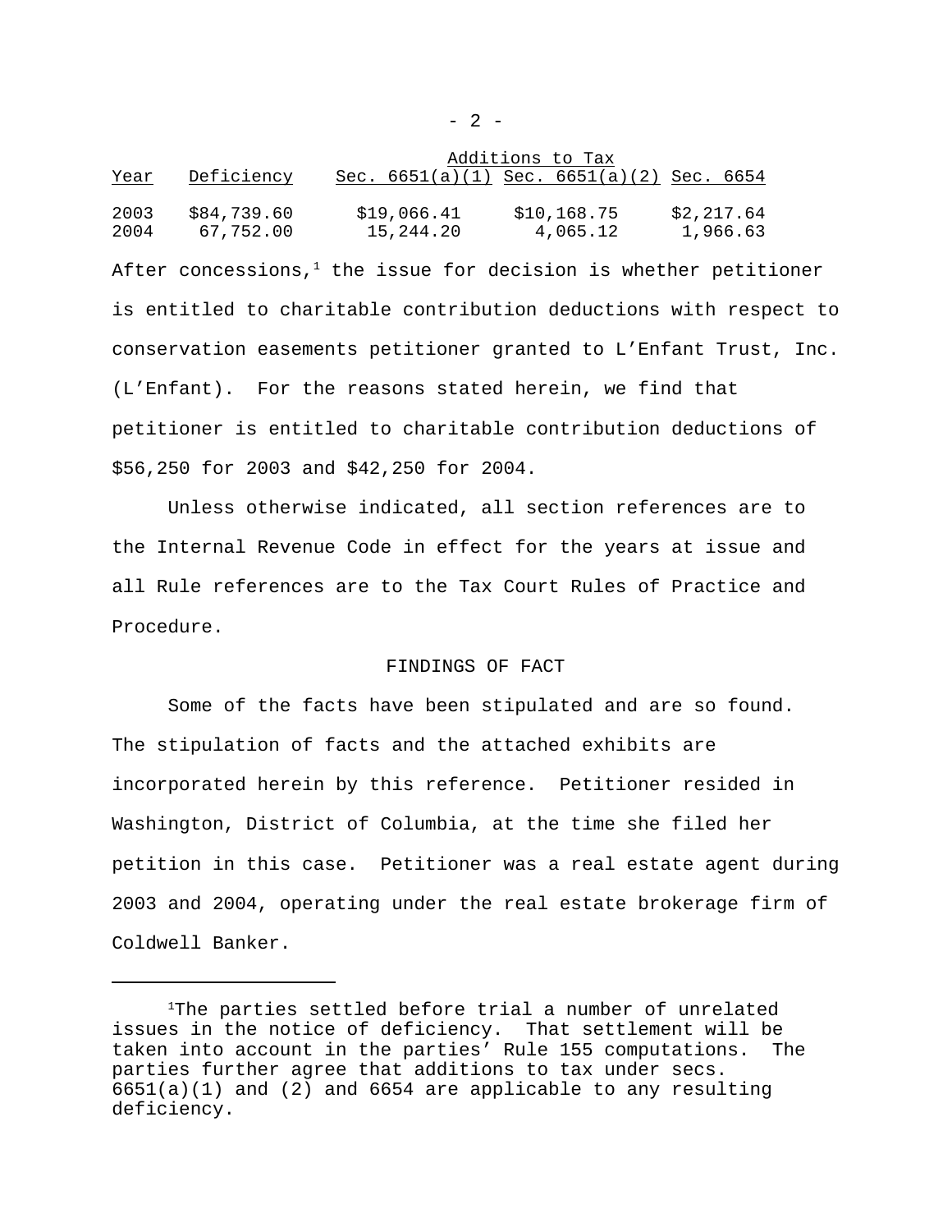| Year | Deficiency | Additions to Tax | | |
|---|---|---|---|---|
| | | Sec. 6651(a)(1) | Sec. 6651(a)(2) | Sec. 6654 |
| 2003 | $84,739.60 | $19,066.41 | $10,168.75 | $2,217.64 |
| 2004 | 67,752.00 | 15,244.20 | 4,065.12 | 1,966.63 |

After concessions,[1] the issue for decision is whether petitioner is entitled to charitable contribution deductions with respect to conservation easements petitioner granted to L'Enfant Trust, Inc. (L'Enfant). For the reasons stated herein, we find that petitioner is entitled to charitable contribution deductions of $56,250 for 2003 and $42,250 for 2004.

Unless otherwise indicated, all section references are to the Internal Revenue Code in effect for the years at issue and all Rule references are to the Tax Court Rules of Practice and Procedure.

## FINDINGS OF FACT

Some of the facts have been stipulated and are so found. The stipulation of facts and the attached exhibits are incorporated herein by this reference. Petitioner resided in Washington, District of Columbia, at the time she filed her petition in this case. Petitioner was a real estate agent during 2003 and 2004, operating under the real estate brokerage firm of Coldwell Banker.

---

[1]The parties settled before trial a number of unrelated issues in the notice of deficiency. That settlement will be taken into account in the parties' Rule 155 computations. The parties further agree that additions to tax under secs. 6651(a)(1) and (2) and 6654 are applicable to any resulting deficiency.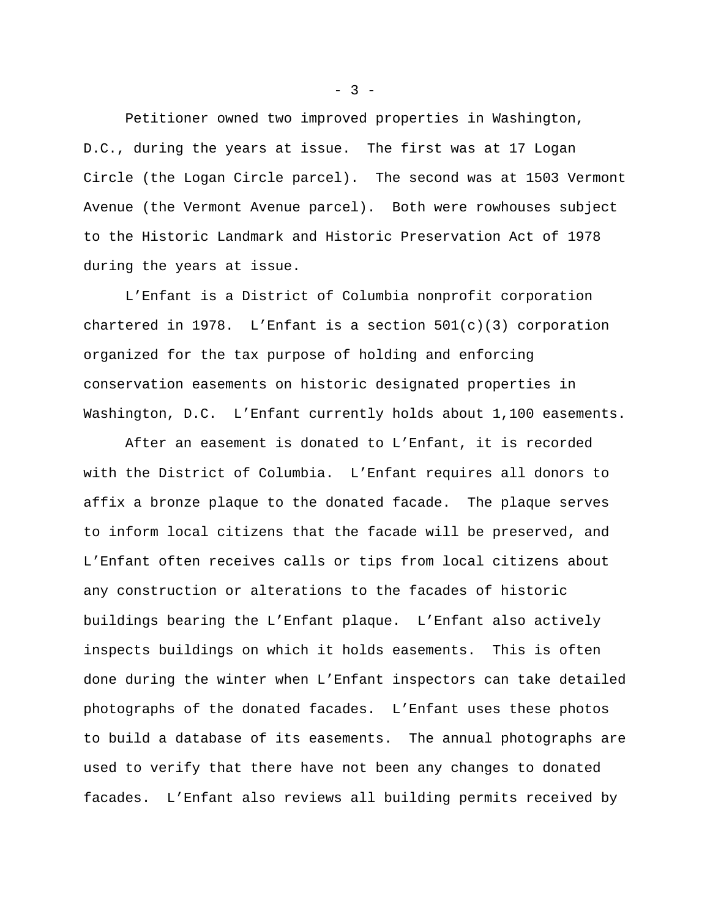Petitioner owned two improved properties in Washington, D.C., during the years at issue. The first was at 17 Logan Circle (the Logan Circle parcel). The second was at 1503 Vermont Avenue (the Vermont Avenue parcel). Both were rowhouses subject to the Historic Landmark and Historic Preservation Act of 1978 during the years at issue.

L'Enfant is a District of Columbia nonprofit corporation chartered in 1978. L'Enfant is a section 501(c)(3) corporation organized for the tax purpose of holding and enforcing conservation easements on historic designated properties in Washington, D.C. L'Enfant currently holds about 1,100 easements.

After an easement is donated to L'Enfant, it is recorded with the District of Columbia. L'Enfant requires all donors to affix a bronze plaque to the donated facade. The plaque serves to inform local citizens that the facade will be preserved, and L'Enfant often receives calls or tips from local citizens about any construction or alterations to the facades of historic buildings bearing the L'Enfant plaque. L'Enfant also actively inspects buildings on which it holds easements. This is often done during the winter when L'Enfant inspectors can take detailed photographs of the donated facades. L'Enfant uses these photos to build a database of its easements. The annual photographs are used to verify that there have not been any changes to donated facades. L'Enfant also reviews all building permits received by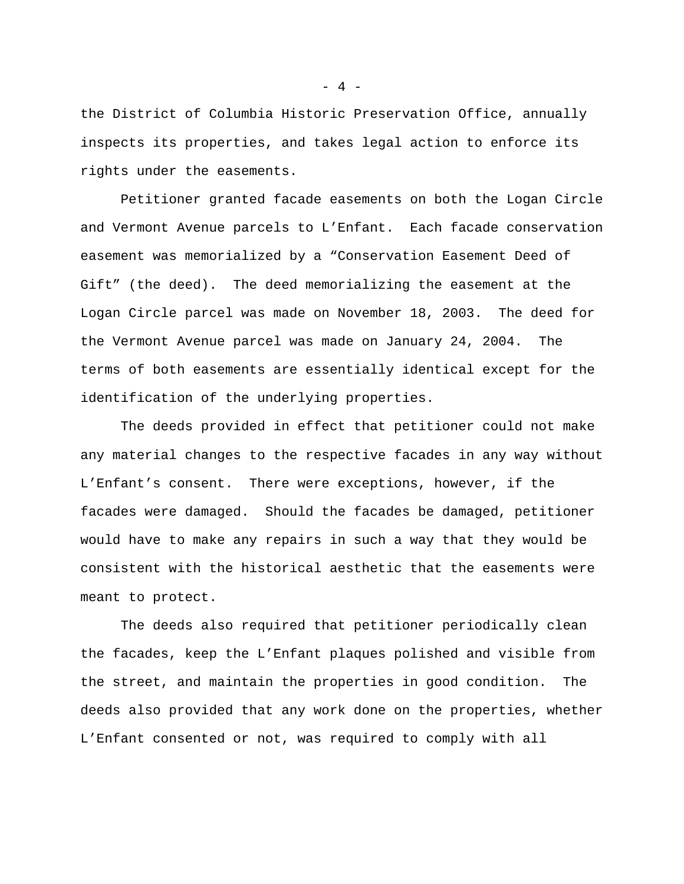the District of Columbia Historic Preservation Office, annually inspects its properties, and takes legal action to enforce its rights under the easements.

Petitioner granted facade easements on both the Logan Circle and Vermont Avenue parcels to L'Enfant. Each facade conservation easement was memorialized by a "Conservation Easement Deed of Gift" (the deed). The deed memorializing the easement at the Logan Circle parcel was made on November 18, 2003. The deed for the Vermont Avenue parcel was made on January 24, 2004. The terms of both easements are essentially identical except for the identification of the underlying properties.

The deeds provided in effect that petitioner could not make any material changes to the respective facades in any way without L'Enfant's consent. There were exceptions, however, if the facades were damaged. Should the facades be damaged, petitioner would have to make any repairs in such a way that they would be consistent with the historical aesthetic that the easements were meant to protect.

The deeds also required that petitioner periodically clean the facades, keep the L'Enfant plaques polished and visible from the street, and maintain the properties in good condition. The deeds also provided that any work done on the properties, whether L'Enfant consented or not, was required to comply with all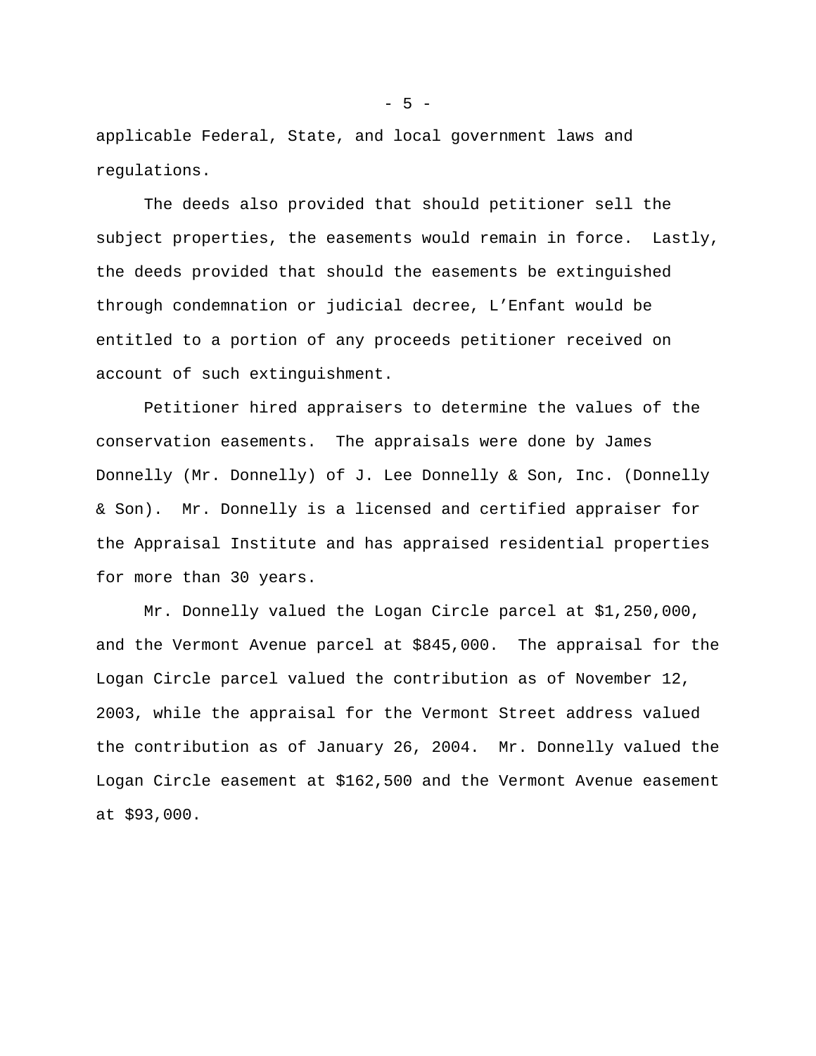applicable Federal, State, and local government laws and regulations.

The deeds also provided that should petitioner sell the subject properties, the easements would remain in force. Lastly, the deeds provided that should the easements be extinguished through condemnation or judicial decree, L'Enfant would be entitled to a portion of any proceeds petitioner received on account of such extinguishment.

Petitioner hired appraisers to determine the values of the conservation easements. The appraisals were done by James Donnelly (Mr. Donnelly) of J. Lee Donnelly & Son, Inc. (Donnelly & Son). Mr. Donnelly is a licensed and certified appraiser for the Appraisal Institute and has appraised residential properties for more than 30 years.

Mr. Donnelly valued the Logan Circle parcel at $1,250,000, and the Vermont Avenue parcel at $845,000. The appraisal for the Logan Circle parcel valued the contribution as of November 12, 2003, while the appraisal for the Vermont Street address valued the contribution as of January 26, 2004. Mr. Donnelly valued the Logan Circle easement at $162,500 and the Vermont Avenue easement at $93,000.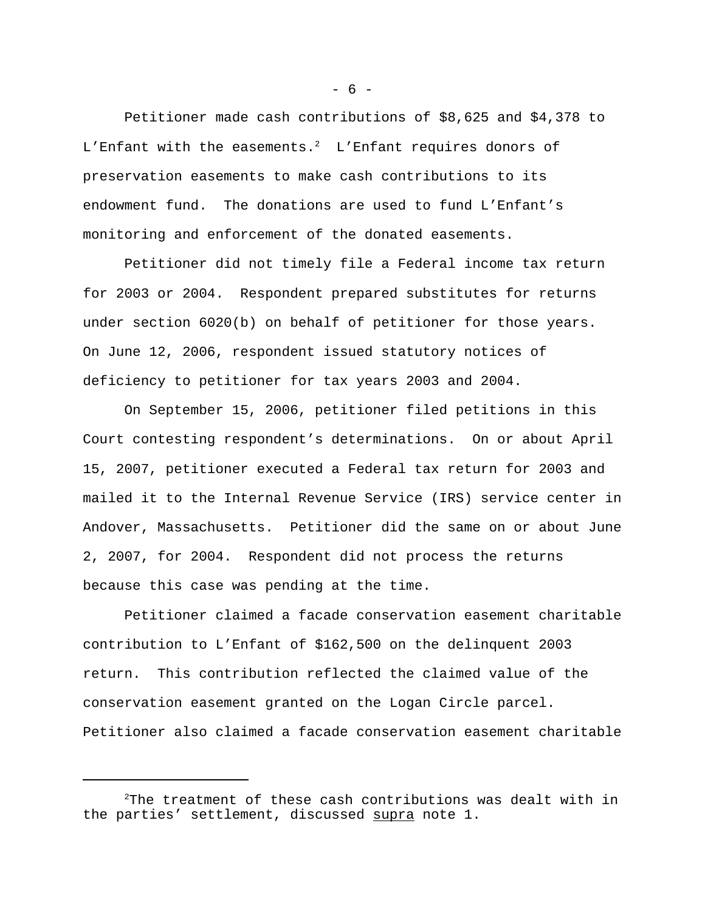Petitioner made cash contributions of $8,625 and $4,378 to L'Enfant with the easements.[2] L'Enfant requires donors of preservation easements to make cash contributions to its endowment fund. The donations are used to fund L'Enfant's monitoring and enforcement of the donated easements.

Petitioner did not timely file a Federal income tax return for 2003 or 2004. Respondent prepared substitutes for returns under section 6020(b) on behalf of petitioner for those years. On June 12, 2006, respondent issued statutory notices of deficiency to petitioner for tax years 2003 and 2004.

On September 15, 2006, petitioner filed petitions in this Court contesting respondent's determinations. On or about April 15, 2007, petitioner executed a Federal tax return for 2003 and mailed it to the Internal Revenue Service (IRS) service center in Andover, Massachusetts. Petitioner did the same on or about June 2, 2007, for 2004. Respondent did not process the returns because this case was pending at the time.

Petitioner claimed a facade conservation easement charitable contribution to L'Enfant of $162,500 on the delinquent 2003 return. This contribution reflected the claimed value of the conservation easement granted on the Logan Circle parcel. Petitioner also claimed a facade conservation easement charitable

---

[2]The treatment of these cash contributions was dealt with in the parties' settlement, discussed supra note 1.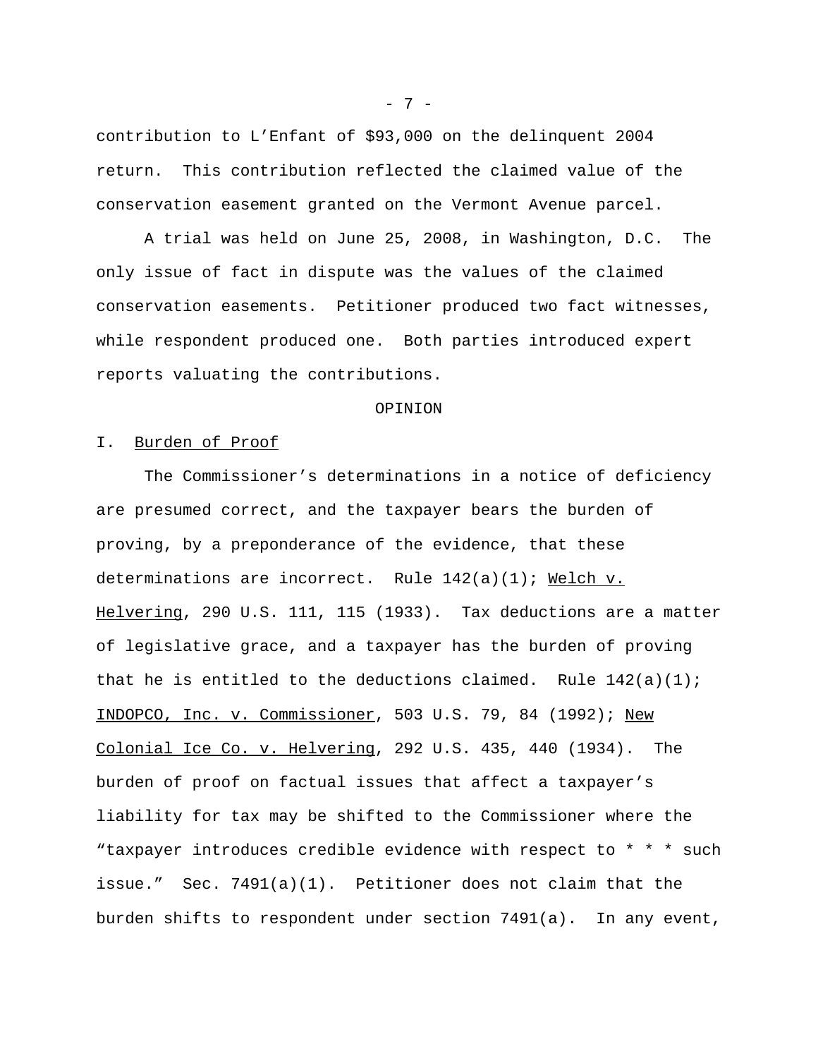contribution to L'Enfant of $93,000 on the delinquent 2004 return. This contribution reflected the claimed value of the conservation easement granted on the Vermont Avenue parcel.

A trial was held on June 25, 2008, in Washington, D.C. The only issue of fact in dispute was the values of the claimed conservation easements. Petitioner produced two fact witnesses, while respondent produced one. Both parties introduced expert reports valuating the contributions.

## OPINION

### I. Burden of Proof

The Commissioner's determinations in a notice of deficiency are presumed correct, and the taxpayer bears the burden of proving, by a preponderance of the evidence, that these determinations are incorrect. Rule 142(a)(1); Welch v. Helvering, 290 U.S. 111, 115 (1933). Tax deductions are a matter of legislative grace, and a taxpayer has the burden of proving that he is entitled to the deductions claimed. Rule 142(a)(1); INDOPCO, Inc. v. Commissioner, 503 U.S. 79, 84 (1992); New Colonial Ice Co. v. Helvering, 292 U.S. 435, 440 (1934). The burden of proof on factual issues that affect a taxpayer's liability for tax may be shifted to the Commissioner where the "taxpayer introduces credible evidence with respect to * * * such issue." Sec. 7491(a)(1). Petitioner does not claim that the burden shifts to respondent under section 7491(a). In any event,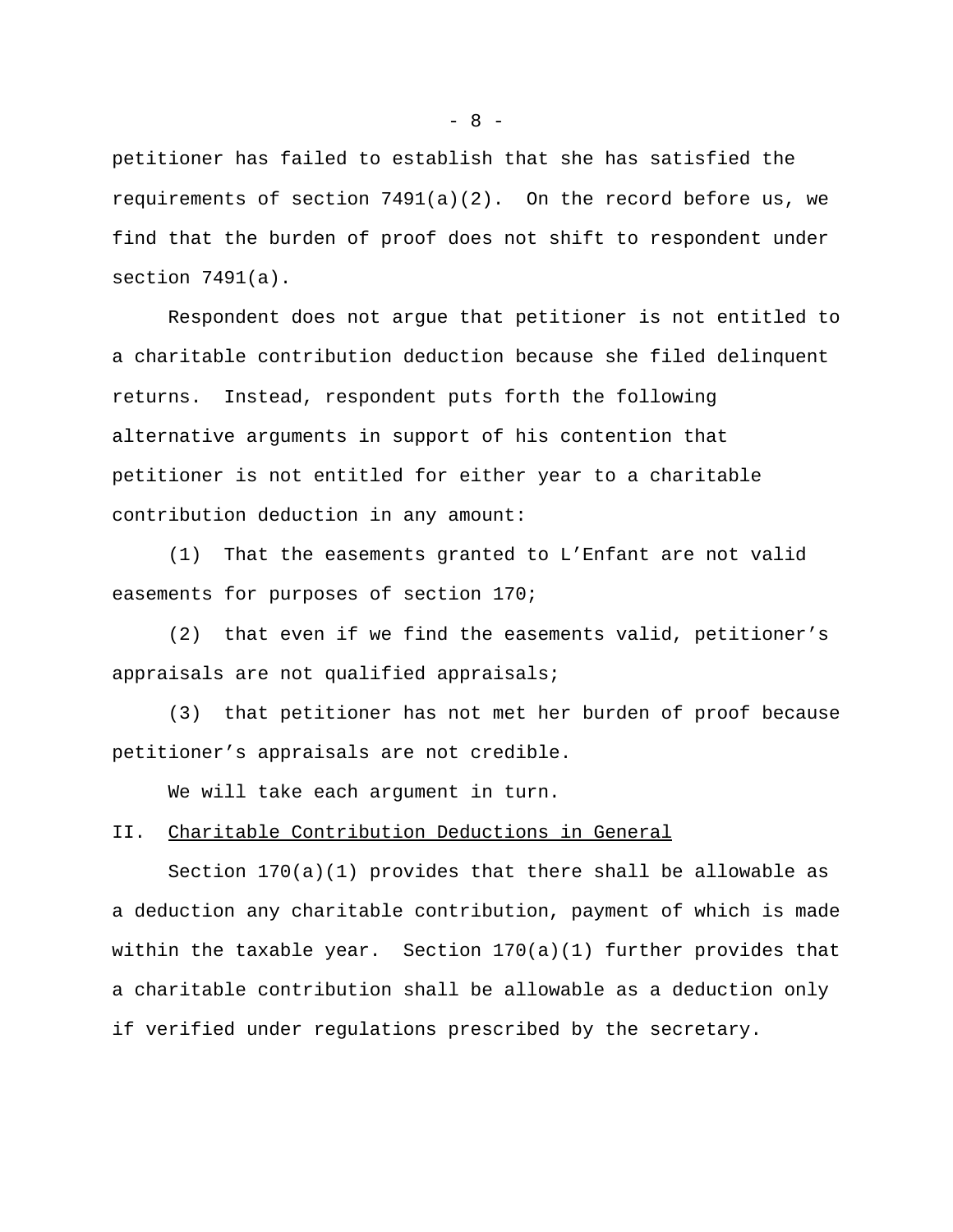petitioner has failed to establish that she has satisfied the requirements of section 7491(a)(2). On the record before us, we find that the burden of proof does not shift to respondent under section 7491(a).

Respondent does not argue that petitioner is not entitled to a charitable contribution deduction because she filed delinquent returns. Instead, respondent puts forth the following alternative arguments in support of his contention that petitioner is not entitled for either year to a charitable contribution deduction in any amount:

(1) That the easements granted to L'Enfant are not valid easements for purposes of section 170;

(2) that even if we find the easements valid, petitioner's appraisals are not qualified appraisals;

(3) that petitioner has not met her burden of proof because petitioner's appraisals are not credible.

We will take each argument in turn.

## II. Charitable Contribution Deductions in General

Section 170(a)(1) provides that there shall be allowable as a deduction any charitable contribution, payment of which is made within the taxable year. Section 170(a)(1) further provides that a charitable contribution shall be allowable as a deduction only if verified under regulations prescribed by the secretary.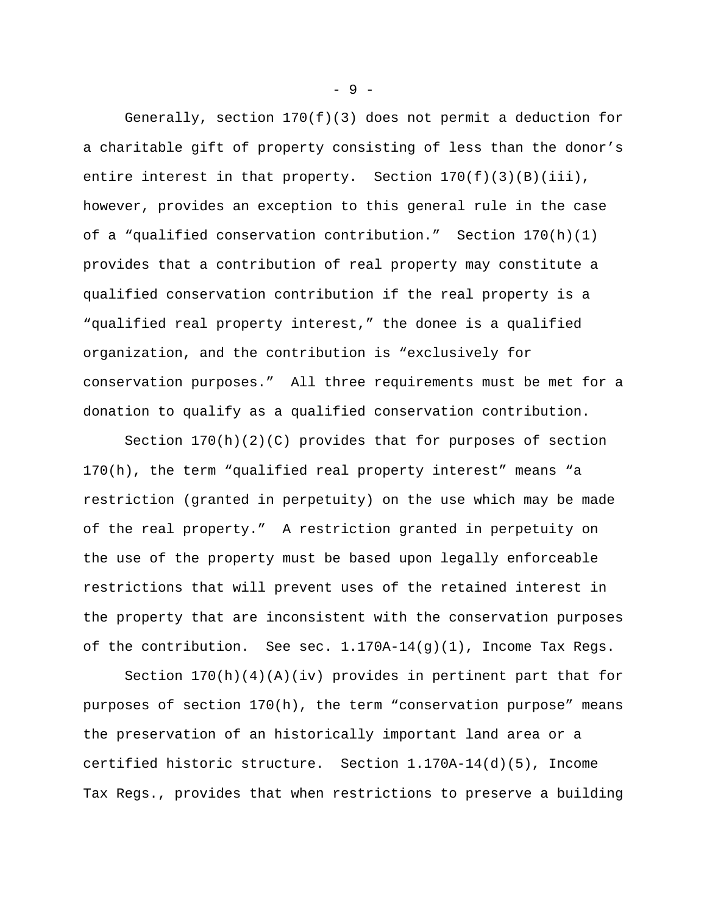Generally, section 170(f)(3) does not permit a deduction for a charitable gift of property consisting of less than the donor's entire interest in that property. Section 170(f)(3)(B)(iii), however, provides an exception to this general rule in the case of a "qualified conservation contribution." Section 170(h)(1) provides that a contribution of real property may constitute a qualified conservation contribution if the real property is a "qualified real property interest," the donee is a qualified organization, and the contribution is "exclusively for conservation purposes." All three requirements must be met for a donation to qualify as a qualified conservation contribution.

Section 170(h)(2)(C) provides that for purposes of section 170(h), the term "qualified real property interest" means "a restriction (granted in perpetuity) on the use which may be made of the real property." A restriction granted in perpetuity on the use of the property must be based upon legally enforceable restrictions that will prevent uses of the retained interest in the property that are inconsistent with the conservation purposes of the contribution. See sec. 1.170A-14(g)(1), Income Tax Regs.

Section 170(h)(4)(A)(iv) provides in pertinent part that for purposes of section 170(h), the term "conservation purpose" means the preservation of an historically important land area or a certified historic structure. Section 1.170A-14(d)(5), Income Tax Regs., provides that when restrictions to preserve a building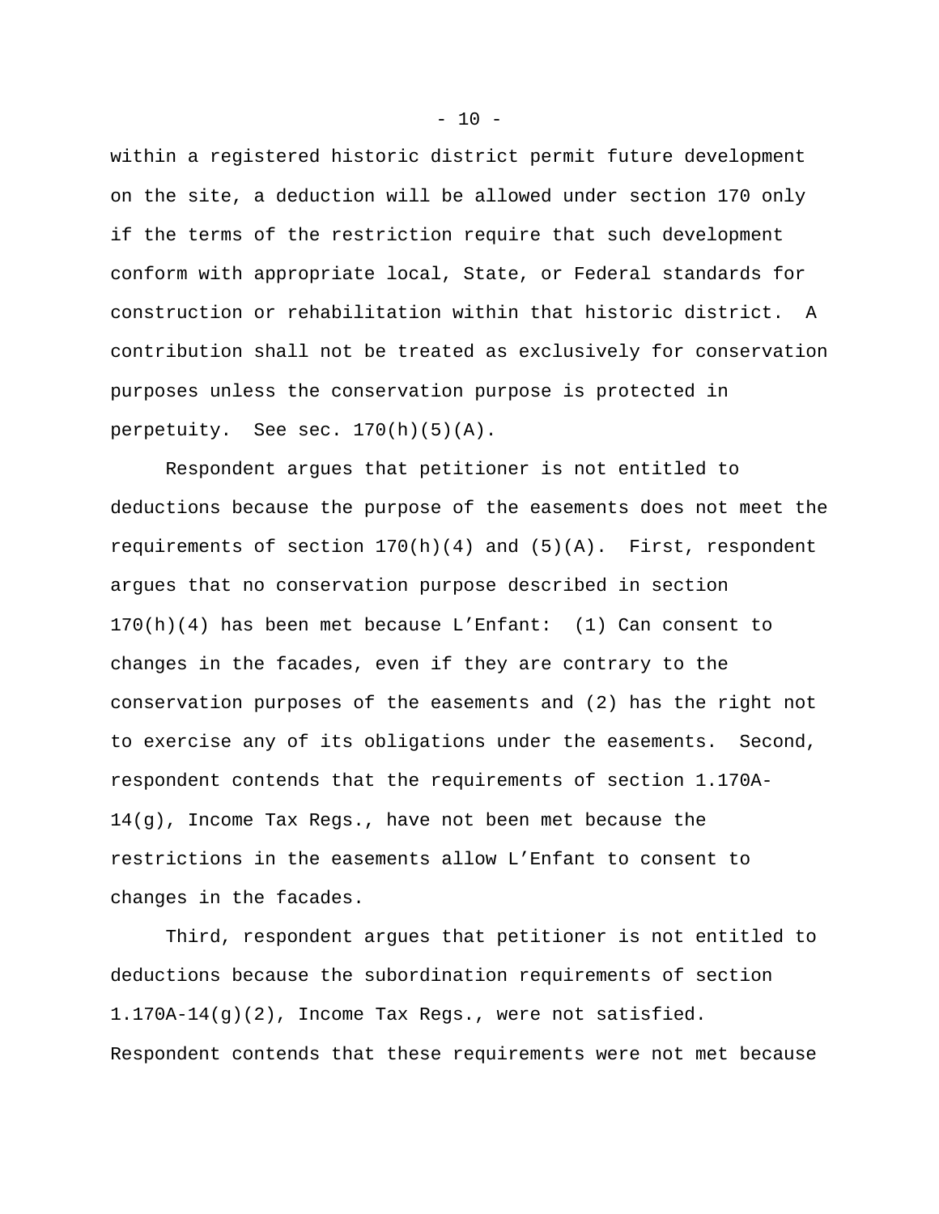within a registered historic district permit future development on the site, a deduction will be allowed under section 170 only if the terms of the restriction require that such development conform with appropriate local, State, or Federal standards for construction or rehabilitation within that historic district. A contribution shall not be treated as exclusively for conservation purposes unless the conservation purpose is protected in perpetuity. See sec. 170(h)(5)(A).

Respondent argues that petitioner is not entitled to deductions because the purpose of the easements does not meet the requirements of section 170(h)(4) and (5)(A). First, respondent argues that no conservation purpose described in section 170(h)(4) has been met because L'Enfant: (1) Can consent to changes in the facades, even if they are contrary to the conservation purposes of the easements and (2) has the right not to exercise any of its obligations under the easements. Second, respondent contends that the requirements of section 1.170A-14(g), Income Tax Regs., have not been met because the restrictions in the easements allow L'Enfant to consent to changes in the facades.

Third, respondent argues that petitioner is not entitled to deductions because the subordination requirements of section 1.170A-14(g)(2), Income Tax Regs., were not satisfied. Respondent contends that these requirements were not met because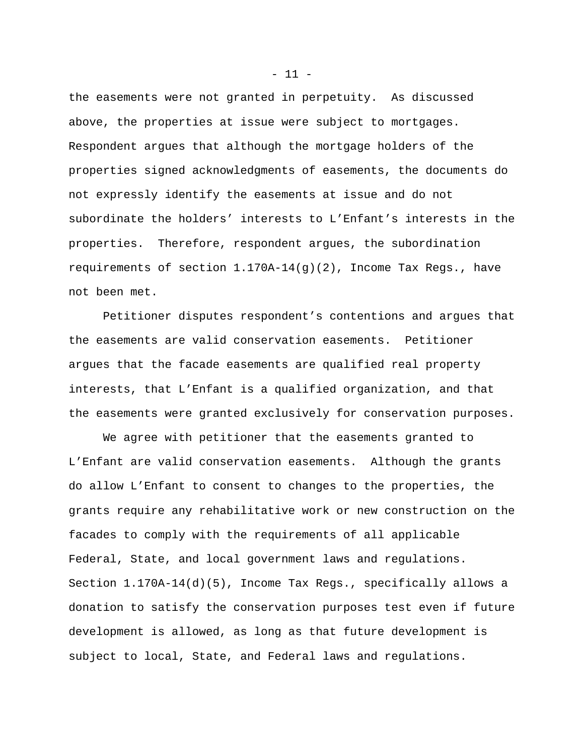the easements were not granted in perpetuity. As discussed above, the properties at issue were subject to mortgages. Respondent argues that although the mortgage holders of the properties signed acknowledgments of easements, the documents do not expressly identify the easements at issue and do not subordinate the holders' interests to L'Enfant's interests in the properties. Therefore, respondent argues, the subordination requirements of section 1.170A-14(g)(2), Income Tax Regs., have not been met.

Petitioner disputes respondent's contentions and argues that the easements are valid conservation easements. Petitioner argues that the facade easements are qualified real property interests, that L'Enfant is a qualified organization, and that the easements were granted exclusively for conservation purposes.

We agree with petitioner that the easements granted to L'Enfant are valid conservation easements. Although the grants do allow L'Enfant to consent to changes to the properties, the grants require any rehabilitative work or new construction on the facades to comply with the requirements of all applicable Federal, State, and local government laws and regulations. Section 1.170A-14(d)(5), Income Tax Regs., specifically allows a donation to satisfy the conservation purposes test even if future development is allowed, as long as that future development is subject to local, State, and Federal laws and regulations.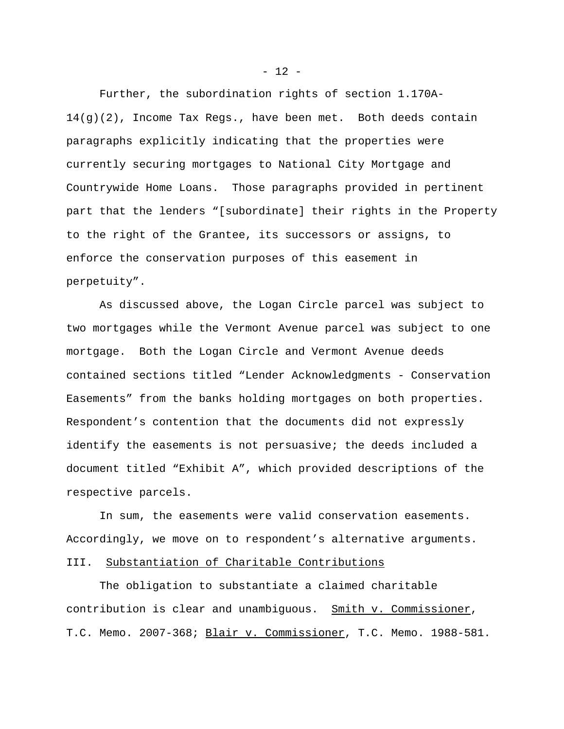Further, the subordination rights of section 1.170A-14(g)(2), Income Tax Regs., have been met. Both deeds contain paragraphs explicitly indicating that the properties were currently securing mortgages to National City Mortgage and Countrywide Home Loans. Those paragraphs provided in pertinent part that the lenders "[subordinate] their rights in the Property to the right of the Grantee, its successors or assigns, to enforce the conservation purposes of this easement in perpetuity".

As discussed above, the Logan Circle parcel was subject to two mortgages while the Vermont Avenue parcel was subject to one mortgage. Both the Logan Circle and Vermont Avenue deeds contained sections titled "Lender Acknowledgments - Conservation Easements" from the banks holding mortgages on both properties. Respondent's contention that the documents did not expressly identify the easements is not persuasive; the deeds included a document titled "Exhibit A", which provided descriptions of the respective parcels.

In sum, the easements were valid conservation easements. Accordingly, we move on to respondent's alternative arguments.

## III. Substantiation of Charitable Contributions

The obligation to substantiate a claimed charitable contribution is clear and unambiguous. Smith v. Commissioner, T.C. Memo. 2007-368; Blair v. Commissioner, T.C. Memo. 1988-581.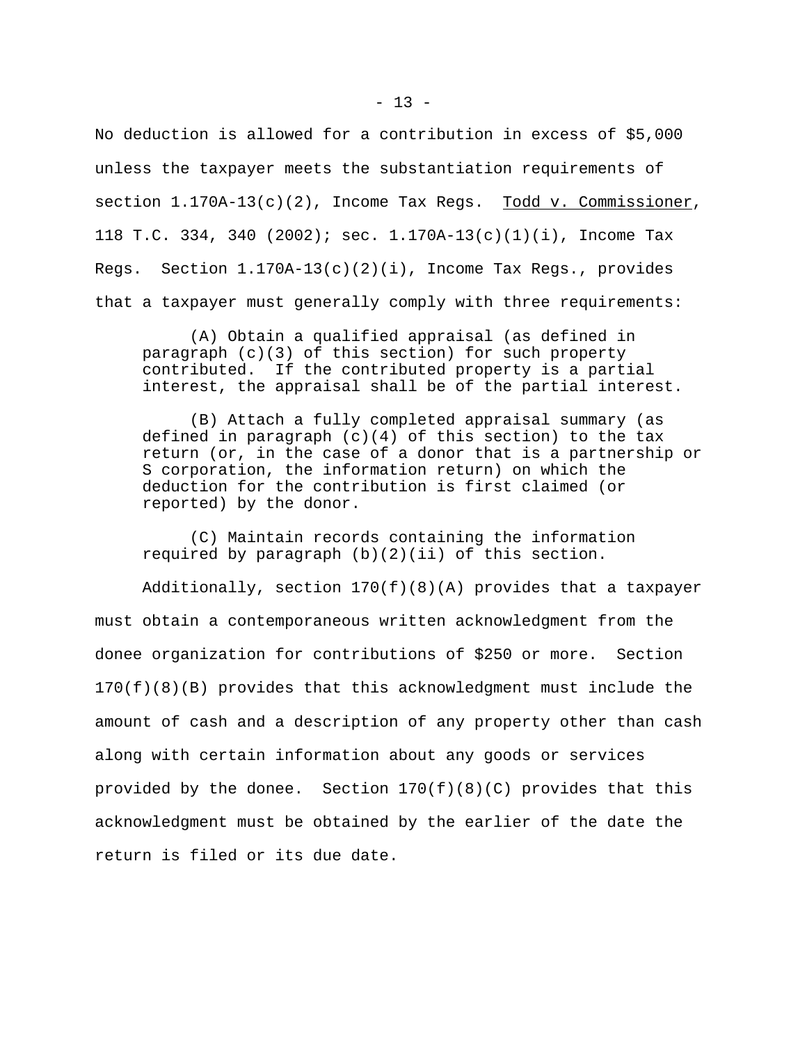No deduction is allowed for a contribution in excess of $5,000 unless the taxpayer meets the substantiation requirements of section 1.170A-13(c)(2), Income Tax Regs. Todd v. Commissioner, 118 T.C. 334, 340 (2002); sec. 1.170A-13(c)(1)(i), Income Tax Regs. Section 1.170A-13(c)(2)(i), Income Tax Regs., provides that a taxpayer must generally comply with three requirements:

> (A) Obtain a qualified appraisal (as defined in paragraph (c)(3) of this section) for such property contributed. If the contributed property is a partial interest, the appraisal shall be of the partial interest.
>
> (B) Attach a fully completed appraisal summary (as defined in paragraph (c)(4) of this section) to the tax return (or, in the case of a donor that is a partnership or S corporation, the information return) on which the deduction for the contribution is first claimed (or reported) by the donor.
>
> (C) Maintain records containing the information required by paragraph (b)(2)(ii) of this section.

Additionally, section 170(f)(8)(A) provides that a taxpayer must obtain a contemporaneous written acknowledgment from the donee organization for contributions of $250 or more. Section 170(f)(8)(B) provides that this acknowledgment must include the amount of cash and a description of any property other than cash along with certain information about any goods or services provided by the donee. Section 170(f)(8)(C) provides that this acknowledgment must be obtained by the earlier of the date the return is filed or its due date.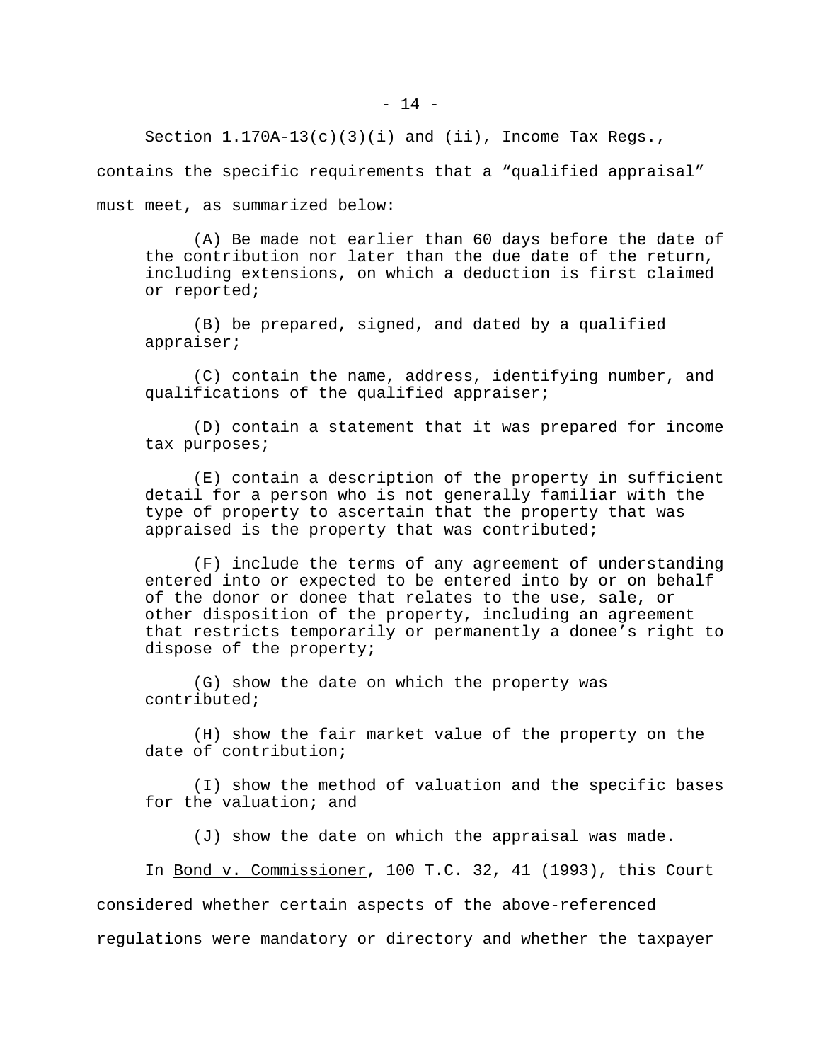Section 1.170A-13(c)(3)(i) and (ii), Income Tax Regs., contains the specific requirements that a “qualified appraisal” must meet, as summarized below:

> (A) Be made not earlier than 60 days before the date of the contribution nor later than the due date of the return, including extensions, on which a deduction is first claimed or reported;
>
> (B) be prepared, signed, and dated by a qualified appraiser;
>
> (C) contain the name, address, identifying number, and qualifications of the qualified appraiser;
>
> (D) contain a statement that it was prepared for income tax purposes;
>
> (E) contain a description of the property in sufficient detail for a person who is not generally familiar with the type of property to ascertain that the property that was appraised is the property that was contributed;
>
> (F) include the terms of any agreement of understanding entered into or expected to be entered into by or on behalf of the donor or donee that relates to the use, sale, or other disposition of the property, including an agreement that restricts temporarily or permanently a donee’s right to dispose of the property;
>
> (G) show the date on which the property was contributed;
>
> (H) show the fair market value of the property on the date of contribution;
>
> (I) show the method of valuation and the specific bases for the valuation; and
>
> (J) show the date on which the appraisal was made.

In Bond v. Commissioner, 100 T.C. 32, 41 (1993), this Court considered whether certain aspects of the above-referenced regulations were mandatory or directory and whether the taxpayer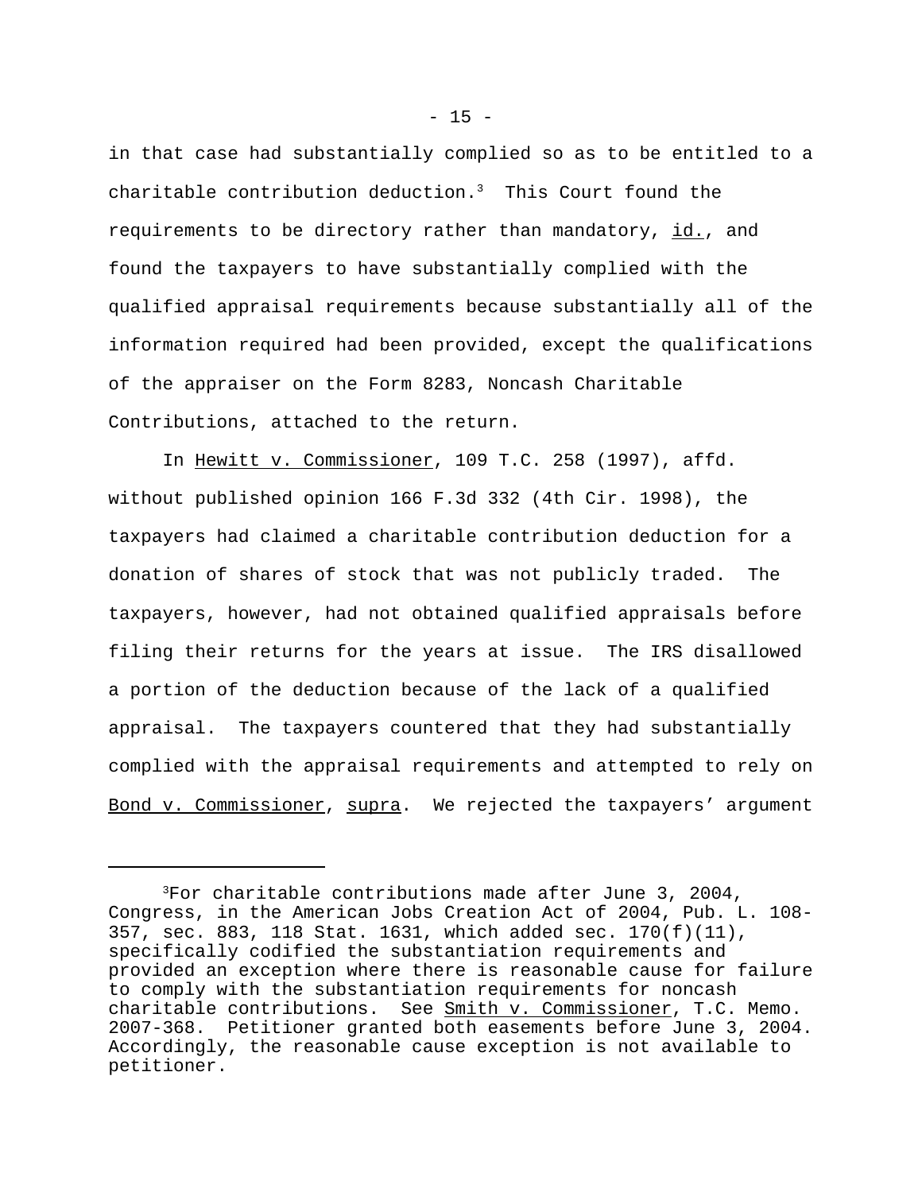in that case had substantially complied so as to be entitled to a charitable contribution deduction.[3] This Court found the requirements to be directory rather than mandatory, id., and found the taxpayers to have substantially complied with the qualified appraisal requirements because substantially all of the information required had been provided, except the qualifications of the appraiser on the Form 8283, Noncash Charitable Contributions, attached to the return.

In Hewitt v. Commissioner, 109 T.C. 258 (1997), affd. without published opinion 166 F.3d 332 (4th Cir. 1998), the taxpayers had claimed a charitable contribution deduction for a donation of shares of stock that was not publicly traded. The taxpayers, however, had not obtained qualified appraisals before filing their returns for the years at issue. The IRS disallowed a portion of the deduction because of the lack of a qualified appraisal. The taxpayers countered that they had substantially complied with the appraisal requirements and attempted to rely on Bond v. Commissioner, supra. We rejected the taxpayers' argument

---

[3]For charitable contributions made after June 3, 2004, Congress, in the American Jobs Creation Act of 2004, Pub. L. 108-357, sec. 883, 118 Stat. 1631, which added sec. 170(f)(11), specifically codified the substantiation requirements and provided an exception where there is reasonable cause for failure to comply with the substantiation requirements for noncash charitable contributions. See Smith v. Commissioner, T.C. Memo. 2007-368. Petitioner granted both easements before June 3, 2004. Accordingly, the reasonable cause exception is not available to petitioner.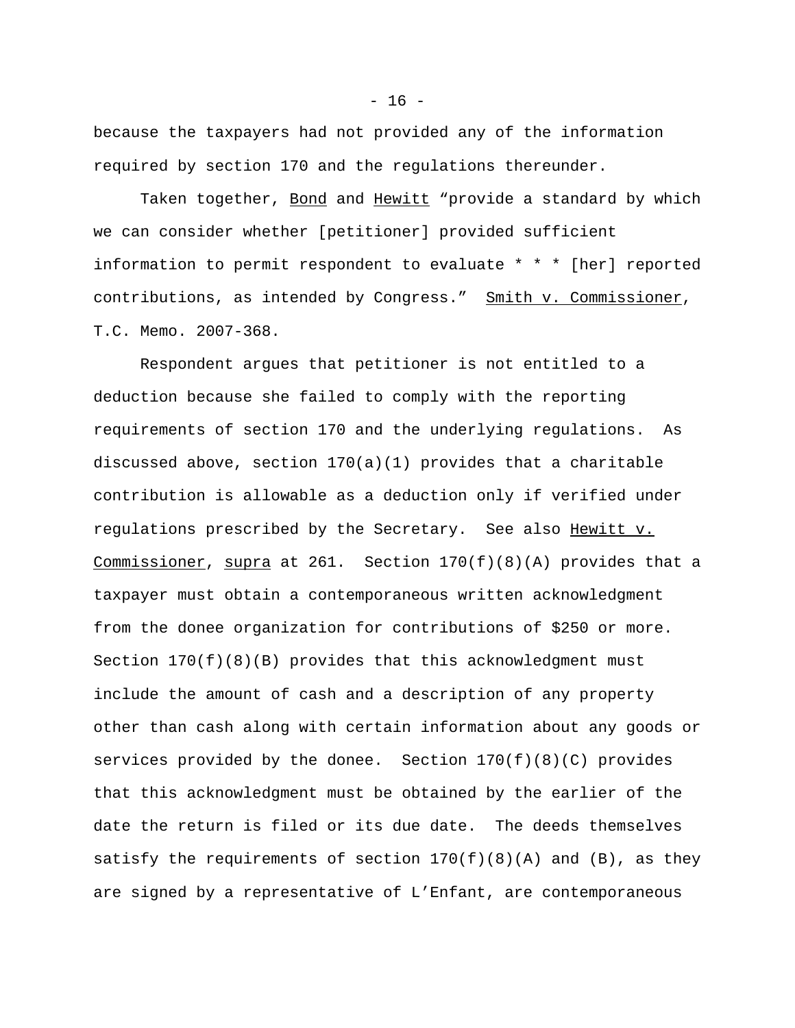because the taxpayers had not provided any of the information required by section 170 and the regulations thereunder.

Taken together, Bond and Hewitt "provide a standard by which we can consider whether [petitioner] provided sufficient information to permit respondent to evaluate * * * [her] reported contributions, as intended by Congress." Smith v. Commissioner, T.C. Memo. 2007-368.

Respondent argues that petitioner is not entitled to a deduction because she failed to comply with the reporting requirements of section 170 and the underlying regulations. As discussed above, section 170(a)(1) provides that a charitable contribution is allowable as a deduction only if verified under regulations prescribed by the Secretary. See also Hewitt v. Commissioner, supra at 261. Section 170(f)(8)(A) provides that a taxpayer must obtain a contemporaneous written acknowledgment from the donee organization for contributions of $250 or more. Section 170(f)(8)(B) provides that this acknowledgment must include the amount of cash and a description of any property other than cash along with certain information about any goods or services provided by the donee. Section 170(f)(8)(C) provides that this acknowledgment must be obtained by the earlier of the date the return is filed or its due date. The deeds themselves satisfy the requirements of section 170(f)(8)(A) and (B), as they are signed by a representative of L'Enfant, are contemporaneous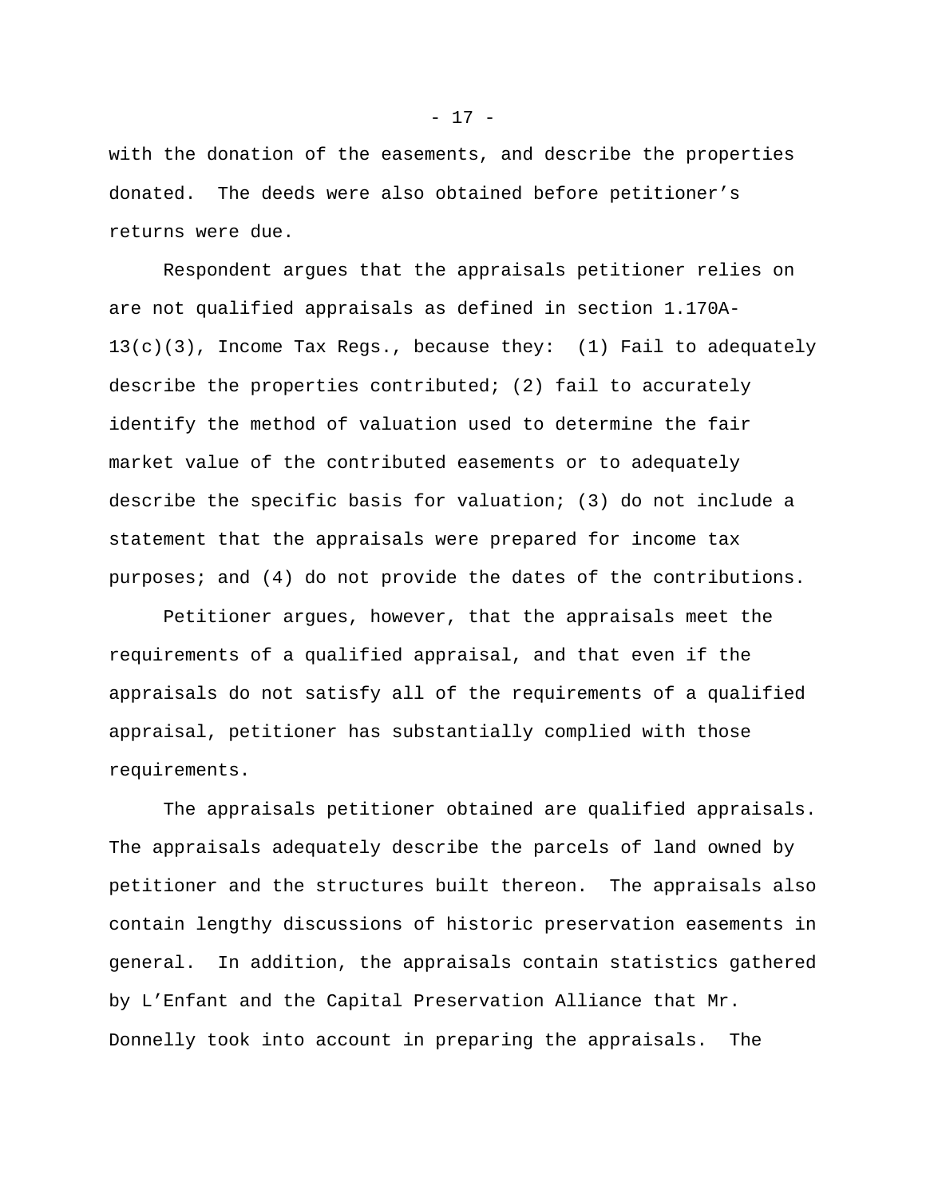with the donation of the easements, and describe the properties donated. The deeds were also obtained before petitioner's returns were due.

Respondent argues that the appraisals petitioner relies on are not qualified appraisals as defined in section 1.170A-13(c)(3), Income Tax Regs., because they: (1) Fail to adequately describe the properties contributed; (2) fail to accurately identify the method of valuation used to determine the fair market value of the contributed easements or to adequately describe the specific basis for valuation; (3) do not include a statement that the appraisals were prepared for income tax purposes; and (4) do not provide the dates of the contributions.

Petitioner argues, however, that the appraisals meet the requirements of a qualified appraisal, and that even if the appraisals do not satisfy all of the requirements of a qualified appraisal, petitioner has substantially complied with those requirements.

The appraisals petitioner obtained are qualified appraisals. The appraisals adequately describe the parcels of land owned by petitioner and the structures built thereon. The appraisals also contain lengthy discussions of historic preservation easements in general. In addition, the appraisals contain statistics gathered by L'Enfant and the Capital Preservation Alliance that Mr. Donnelly took into account in preparing the appraisals. The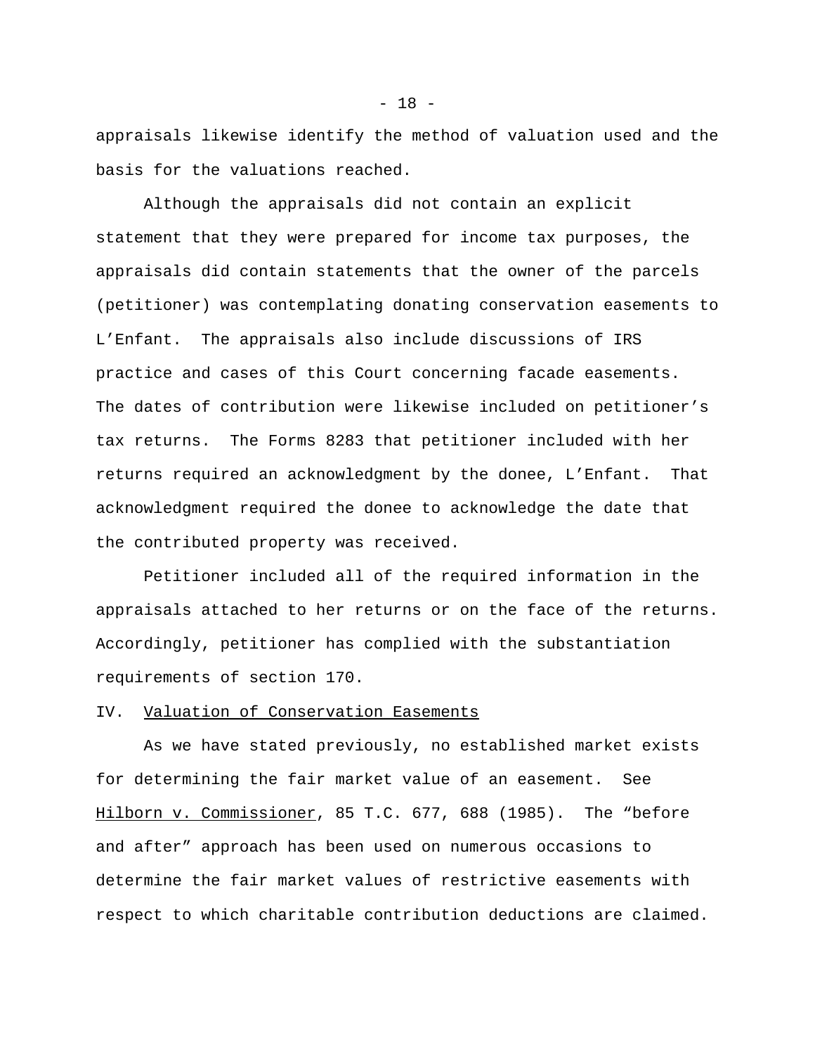appraisals likewise identify the method of valuation used and the basis for the valuations reached.

Although the appraisals did not contain an explicit statement that they were prepared for income tax purposes, the appraisals did contain statements that the owner of the parcels (petitioner) was contemplating donating conservation easements to L'Enfant. The appraisals also include discussions of IRS practice and cases of this Court concerning facade easements. The dates of contribution were likewise included on petitioner's tax returns. The Forms 8283 that petitioner included with her returns required an acknowledgment by the donee, L'Enfant. That acknowledgment required the donee to acknowledge the date that the contributed property was received.

Petitioner included all of the required information in the appraisals attached to her returns or on the face of the returns. Accordingly, petitioner has complied with the substantiation requirements of section 170.

## IV. Valuation of Conservation Easements

As we have stated previously, no established market exists for determining the fair market value of an easement. See Hilborn v. Commissioner, 85 T.C. 677, 688 (1985). The "before and after" approach has been used on numerous occasions to determine the fair market values of restrictive easements with respect to which charitable contribution deductions are claimed.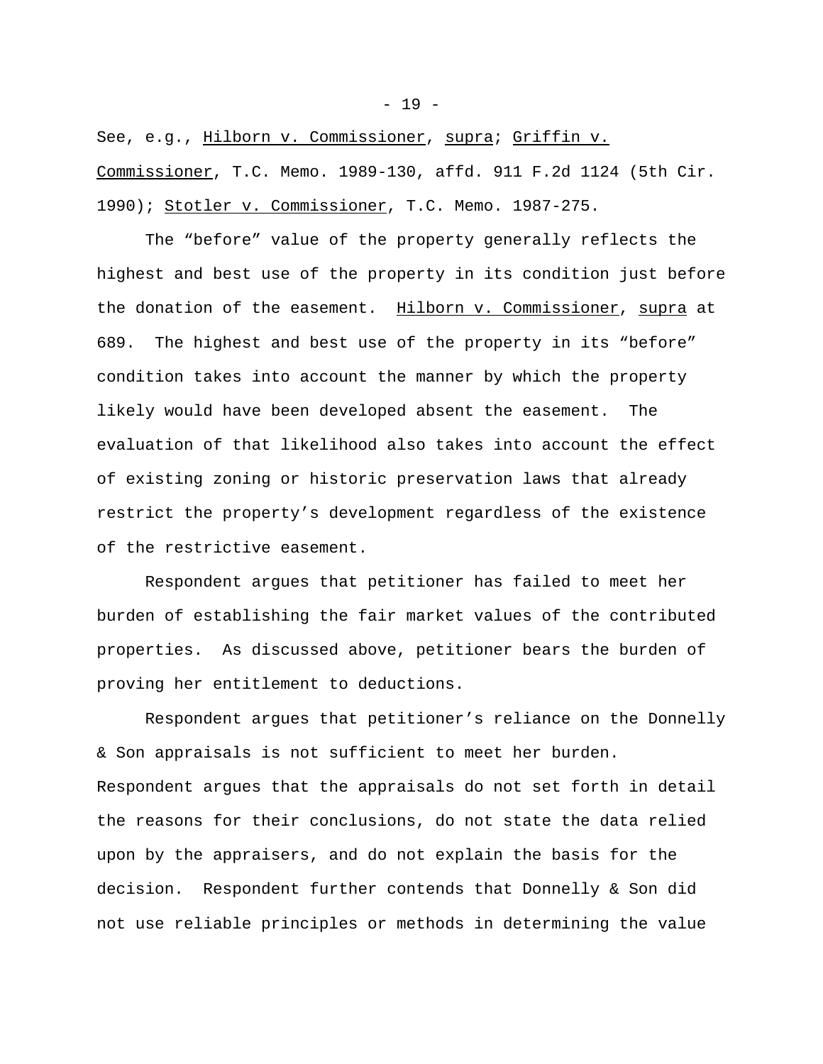See, e.g., Hilborn v. Commissioner, supra; Griffin v. Commissioner, T.C. Memo. 1989-130, affd. 911 F.2d 1124 (5th Cir. 1990); Stotler v. Commissioner, T.C. Memo. 1987-275.

The "before" value of the property generally reflects the highest and best use of the property in its condition just before the donation of the easement. Hilborn v. Commissioner, supra at 689. The highest and best use of the property in its "before" condition takes into account the manner by which the property likely would have been developed absent the easement. The evaluation of that likelihood also takes into account the effect of existing zoning or historic preservation laws that already restrict the property's development regardless of the existence of the restrictive easement.

Respondent argues that petitioner has failed to meet her burden of establishing the fair market values of the contributed properties. As discussed above, petitioner bears the burden of proving her entitlement to deductions.

Respondent argues that petitioner's reliance on the Donnelly & Son appraisals is not sufficient to meet her burden. Respondent argues that the appraisals do not set forth in detail the reasons for their conclusions, do not state the data relied upon by the appraisers, and do not explain the basis for the decision. Respondent further contends that Donnelly & Son did not use reliable principles or methods in determining the value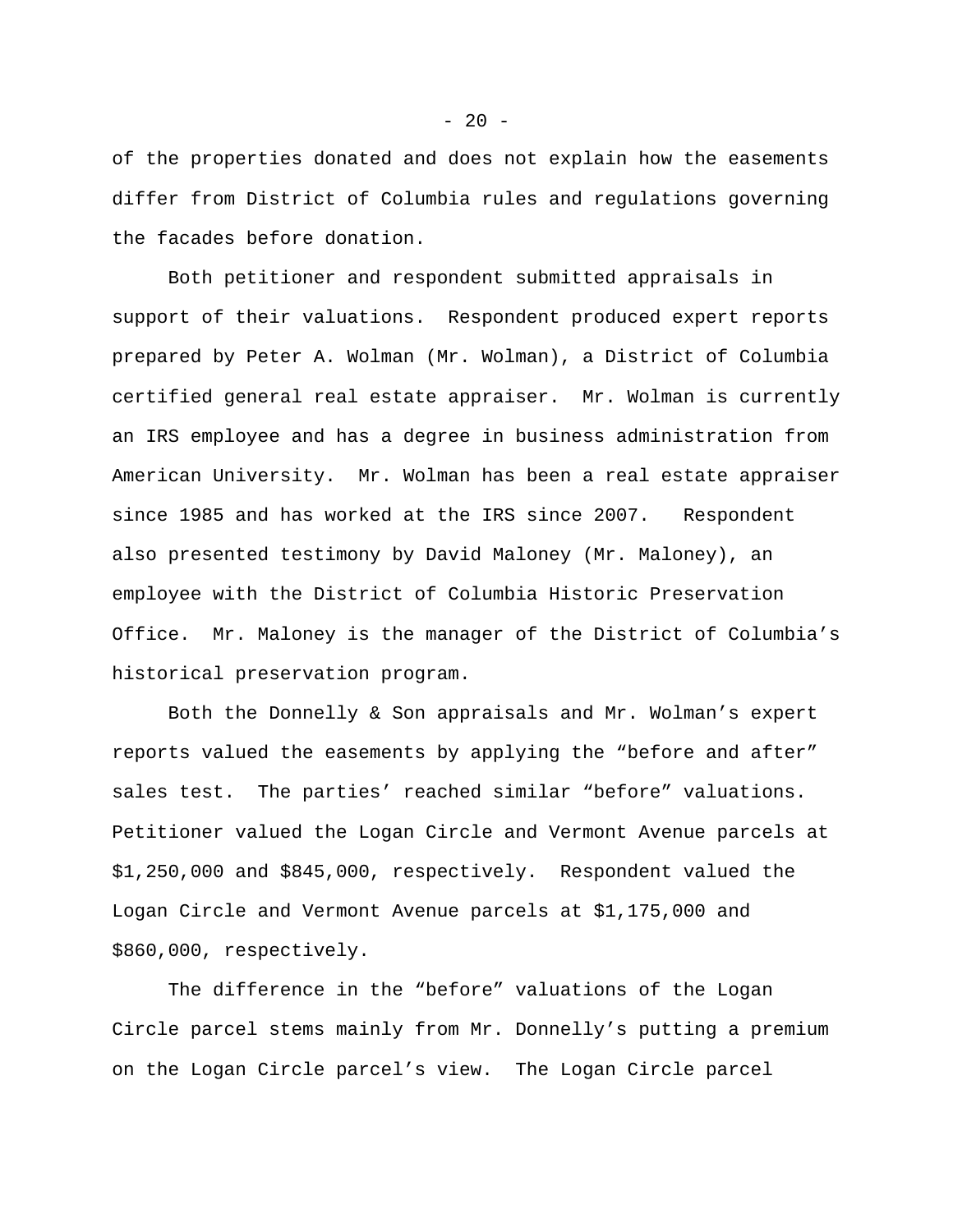of the properties donated and does not explain how the easements differ from District of Columbia rules and regulations governing the facades before donation.

Both petitioner and respondent submitted appraisals in support of their valuations. Respondent produced expert reports prepared by Peter A. Wolman (Mr. Wolman), a District of Columbia certified general real estate appraiser. Mr. Wolman is currently an IRS employee and has a degree in business administration from American University. Mr. Wolman has been a real estate appraiser since 1985 and has worked at the IRS since 2007. Respondent also presented testimony by David Maloney (Mr. Maloney), an employee with the District of Columbia Historic Preservation Office. Mr. Maloney is the manager of the District of Columbia's historical preservation program.

Both the Donnelly & Son appraisals and Mr. Wolman's expert reports valued the easements by applying the "before and after" sales test. The parties' reached similar "before" valuations. Petitioner valued the Logan Circle and Vermont Avenue parcels at $1,250,000 and $845,000, respectively. Respondent valued the Logan Circle and Vermont Avenue parcels at $1,175,000 and $860,000, respectively.

The difference in the "before" valuations of the Logan Circle parcel stems mainly from Mr. Donnelly's putting a premium on the Logan Circle parcel's view. The Logan Circle parcel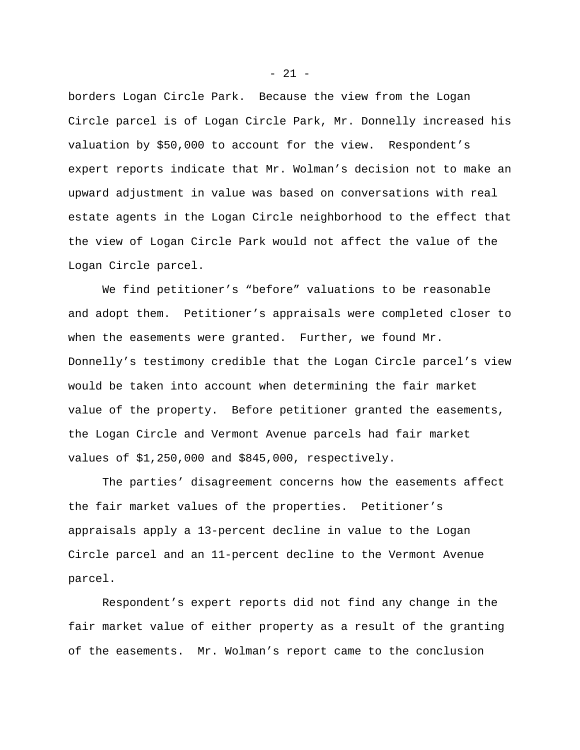borders Logan Circle Park. Because the view from the Logan Circle parcel is of Logan Circle Park, Mr. Donnelly increased his valuation by $50,000 to account for the view. Respondent's expert reports indicate that Mr. Wolman's decision not to make an upward adjustment in value was based on conversations with real estate agents in the Logan Circle neighborhood to the effect that the view of Logan Circle Park would not affect the value of the Logan Circle parcel.

We find petitioner's "before" valuations to be reasonable and adopt them. Petitioner's appraisals were completed closer to when the easements were granted. Further, we found Mr. Donnelly's testimony credible that the Logan Circle parcel's view would be taken into account when determining the fair market value of the property. Before petitioner granted the easements, the Logan Circle and Vermont Avenue parcels had fair market values of $1,250,000 and $845,000, respectively.

The parties' disagreement concerns how the easements affect the fair market values of the properties. Petitioner's appraisals apply a 13-percent decline in value to the Logan Circle parcel and an 11-percent decline to the Vermont Avenue parcel.

Respondent's expert reports did not find any change in the fair market value of either property as a result of the granting of the easements. Mr. Wolman's report came to the conclusion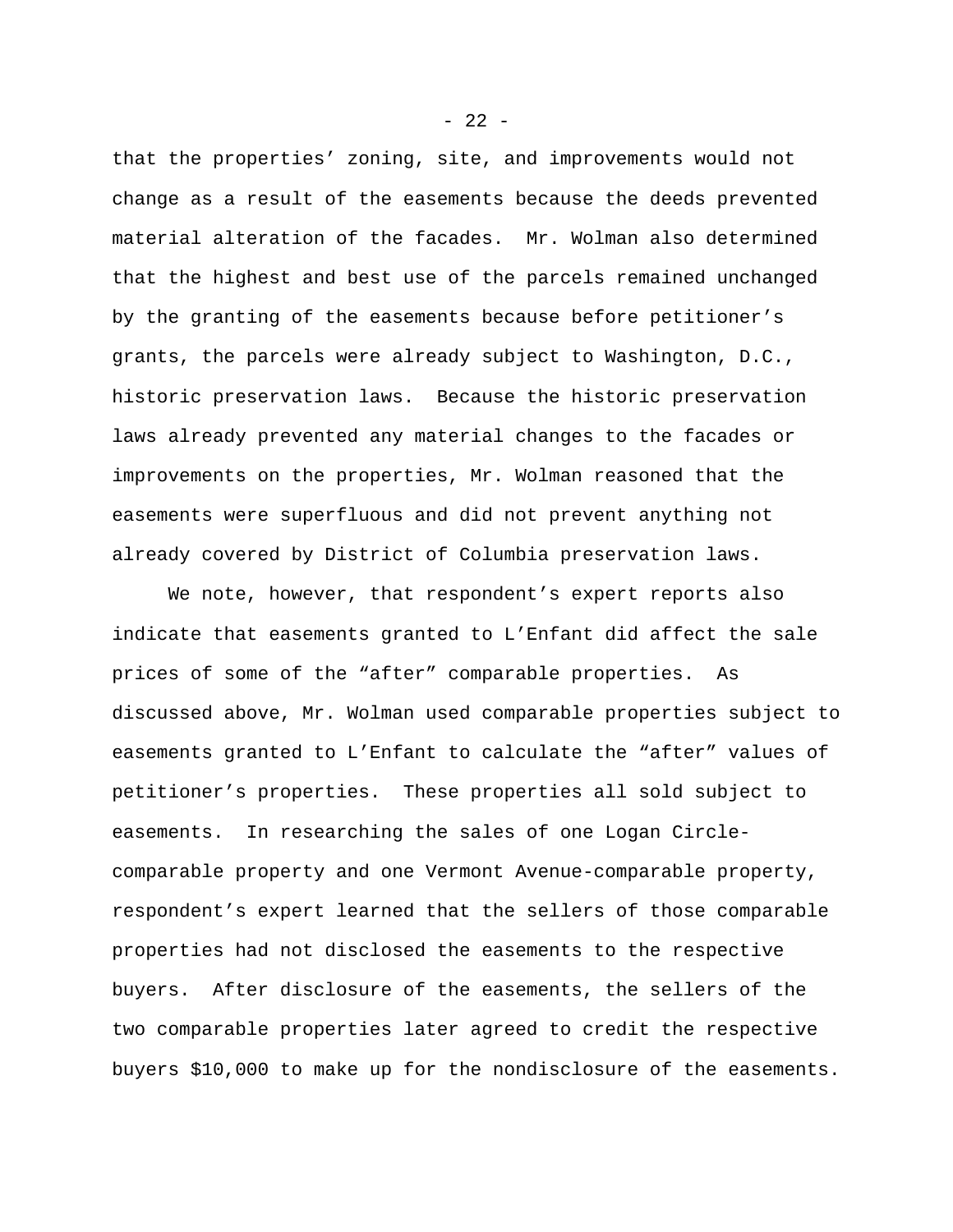that the properties' zoning, site, and improvements would not change as a result of the easements because the deeds prevented material alteration of the facades. Mr. Wolman also determined that the highest and best use of the parcels remained unchanged by the granting of the easements because before petitioner's grants, the parcels were already subject to Washington, D.C., historic preservation laws. Because the historic preservation laws already prevented any material changes to the facades or improvements on the properties, Mr. Wolman reasoned that the easements were superfluous and did not prevent anything not already covered by District of Columbia preservation laws.

We note, however, that respondent's expert reports also indicate that easements granted to L'Enfant did affect the sale prices of some of the "after" comparable properties. As discussed above, Mr. Wolman used comparable properties subject to easements granted to L'Enfant to calculate the "after" values of petitioner's properties. These properties all sold subject to easements. In researching the sales of one Logan Circle-comparable property and one Vermont Avenue-comparable property, respondent's expert learned that the sellers of those comparable properties had not disclosed the easements to the respective buyers. After disclosure of the easements, the sellers of the two comparable properties later agreed to credit the respective buyers $10,000 to make up for the nondisclosure of the easements.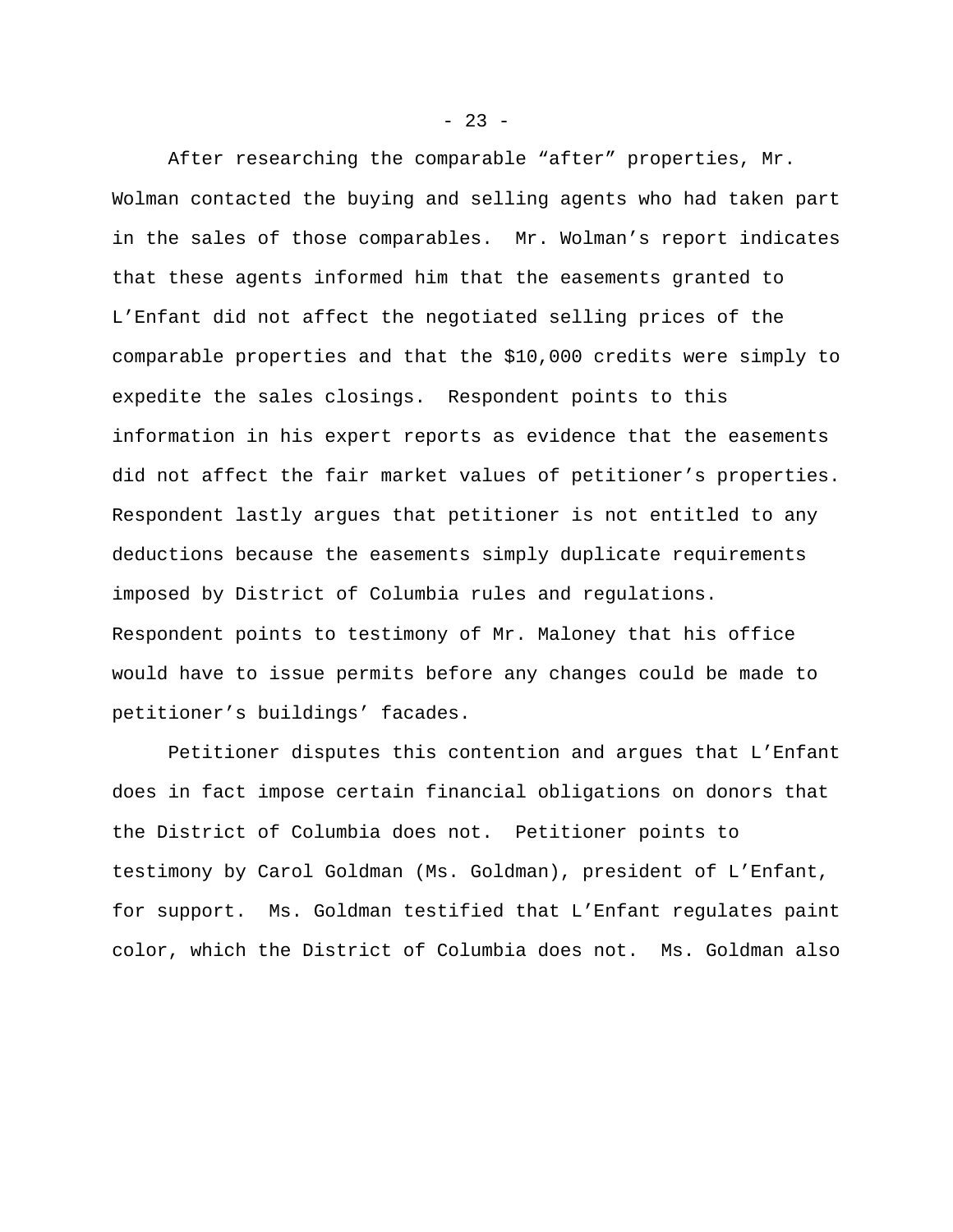After researching the comparable “after” properties, Mr. Wolman contacted the buying and selling agents who had taken part in the sales of those comparables. Mr. Wolman’s report indicates that these agents informed him that the easements granted to L’Enfant did not affect the negotiated selling prices of the comparable properties and that the $10,000 credits were simply to expedite the sales closings. Respondent points to this information in his expert reports as evidence that the easements did not affect the fair market values of petitioner’s properties. Respondent lastly argues that petitioner is not entitled to any deductions because the easements simply duplicate requirements imposed by District of Columbia rules and regulations. Respondent points to testimony of Mr. Maloney that his office would have to issue permits before any changes could be made to petitioner’s buildings’ facades.

Petitioner disputes this contention and argues that L’Enfant does in fact impose certain financial obligations on donors that the District of Columbia does not. Petitioner points to testimony by Carol Goldman (Ms. Goldman), president of L’Enfant, for support. Ms. Goldman testified that L’Enfant regulates paint color, which the District of Columbia does not. Ms. Goldman also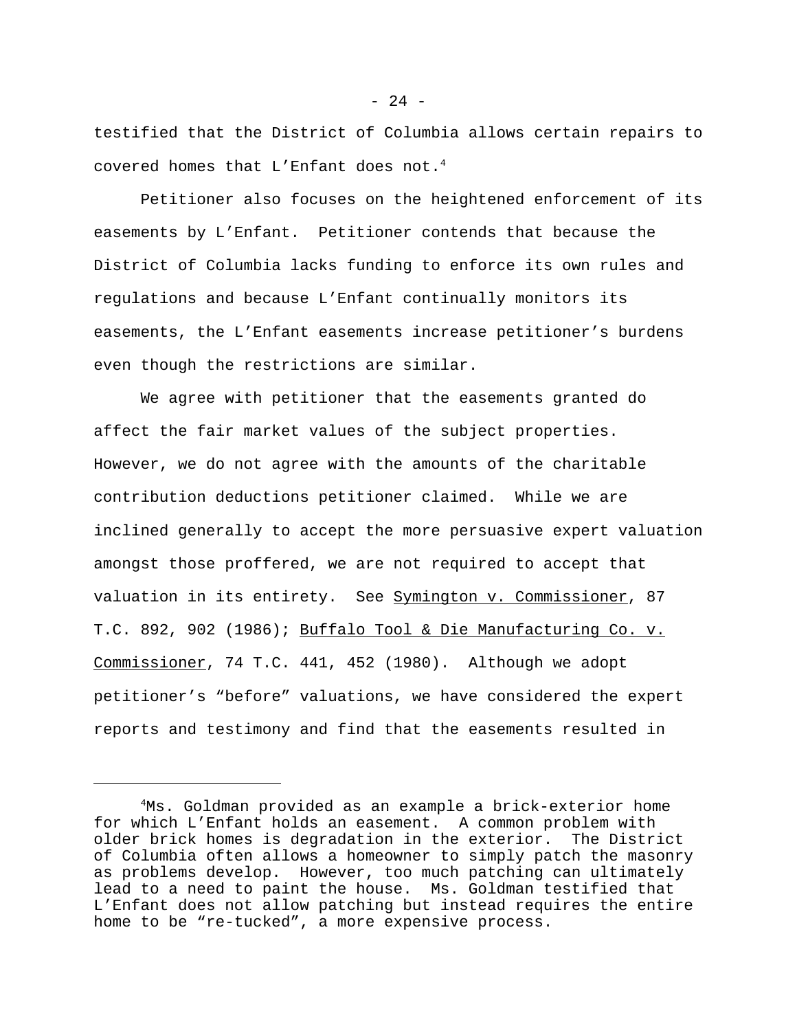testified that the District of Columbia allows certain repairs to covered homes that L'Enfant does not.[4]

Petitioner also focuses on the heightened enforcement of its easements by L'Enfant. Petitioner contends that because the District of Columbia lacks funding to enforce its own rules and regulations and because L'Enfant continually monitors its easements, the L'Enfant easements increase petitioner's burdens even though the restrictions are similar.

We agree with petitioner that the easements granted do affect the fair market values of the subject properties. However, we do not agree with the amounts of the charitable contribution deductions petitioner claimed. While we are inclined generally to accept the more persuasive expert valuation amongst those proffered, we are not required to accept that valuation in its entirety. See Symington v. Commissioner, 87 T.C. 892, 902 (1986); Buffalo Tool & Die Manufacturing Co. v. Commissioner, 74 T.C. 441, 452 (1980). Although we adopt petitioner's "before" valuations, we have considered the expert reports and testimony and find that the easements resulted in

---

[4] Ms. Goldman provided as an example a brick-exterior home for which L'Enfant holds an easement. A common problem with older brick homes is degradation in the exterior. The District of Columbia often allows a homeowner to simply patch the masonry as problems develop. However, too much patching can ultimately lead to a need to paint the house. Ms. Goldman testified that L'Enfant does not allow patching but instead requires the entire home to be "re-tucked", a more expensive process.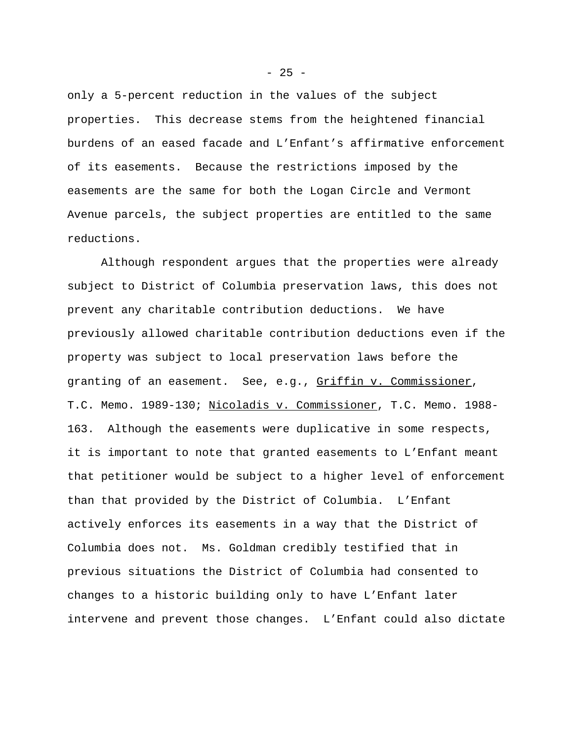only a 5-percent reduction in the values of the subject properties. This decrease stems from the heightened financial burdens of an eased facade and L'Enfant's affirmative enforcement of its easements. Because the restrictions imposed by the easements are the same for both the Logan Circle and Vermont Avenue parcels, the subject properties are entitled to the same reductions.

Although respondent argues that the properties were already subject to District of Columbia preservation laws, this does not prevent any charitable contribution deductions. We have previously allowed charitable contribution deductions even if the property was subject to local preservation laws before the granting of an easement. See, e.g., Griffin v. Commissioner, T.C. Memo. 1989-130; Nicoladis v. Commissioner, T.C. Memo. 1988-163. Although the easements were duplicative in some respects, it is important to note that granted easements to L'Enfant meant that petitioner would be subject to a higher level of enforcement than that provided by the District of Columbia. L'Enfant actively enforces its easements in a way that the District of Columbia does not. Ms. Goldman credibly testified that in previous situations the District of Columbia had consented to changes to a historic building only to have L'Enfant later intervene and prevent those changes. L'Enfant could also dictate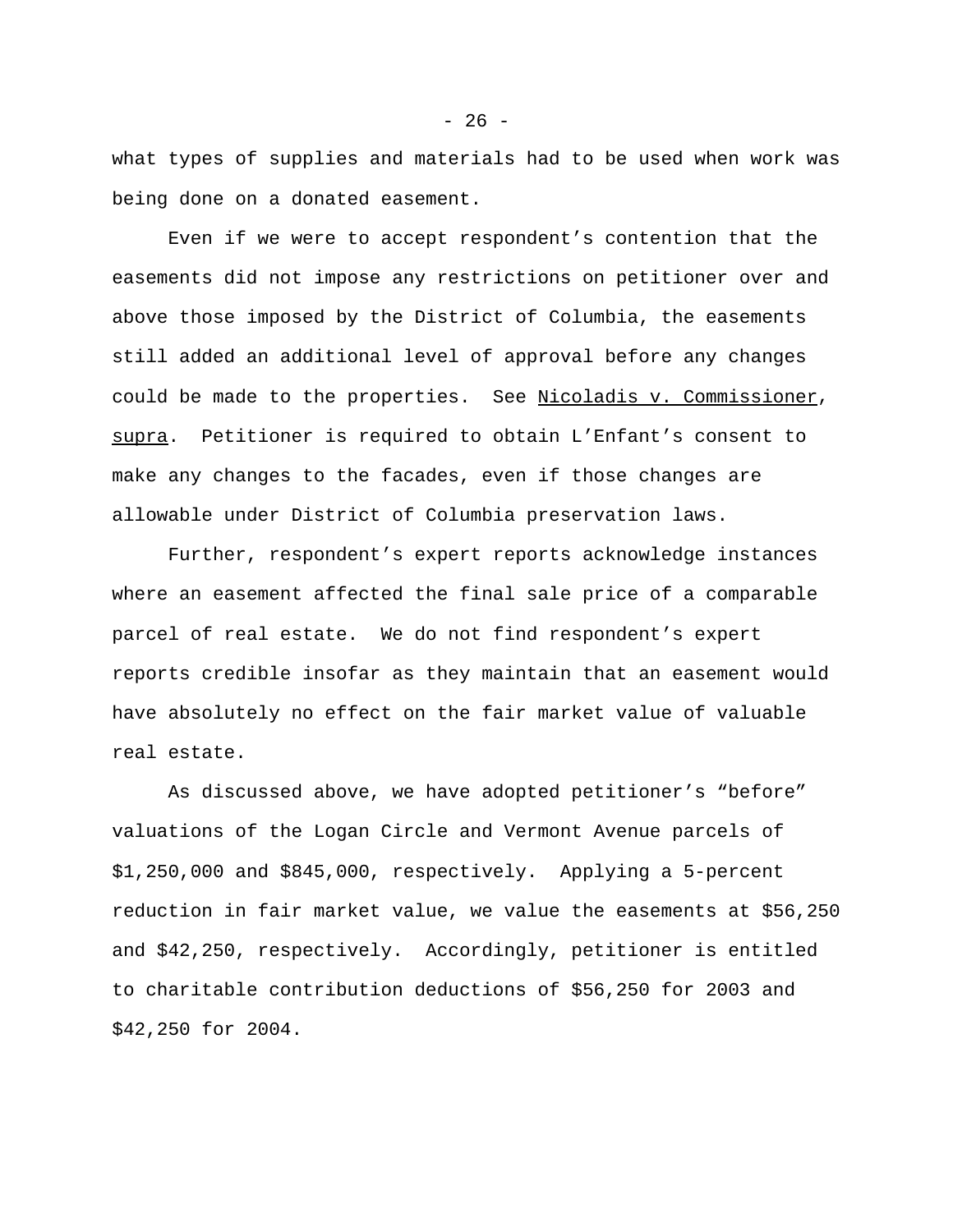what types of supplies and materials had to be used when work was being done on a donated easement.

Even if we were to accept respondent's contention that the easements did not impose any restrictions on petitioner over and above those imposed by the District of Columbia, the easements still added an additional level of approval before any changes could be made to the properties. See Nicoladis v. Commissioner, supra. Petitioner is required to obtain L'Enfant's consent to make any changes to the facades, even if those changes are allowable under District of Columbia preservation laws.

Further, respondent's expert reports acknowledge instances where an easement affected the final sale price of a comparable parcel of real estate. We do not find respondent's expert reports credible insofar as they maintain that an easement would have absolutely no effect on the fair market value of valuable real estate.

As discussed above, we have adopted petitioner's "before" valuations of the Logan Circle and Vermont Avenue parcels of $1,250,000 and $845,000, respectively. Applying a 5-percent reduction in fair market value, we value the easements at $56,250 and $42,250, respectively. Accordingly, petitioner is entitled to charitable contribution deductions of $56,250 for 2003 and $42,250 for 2004.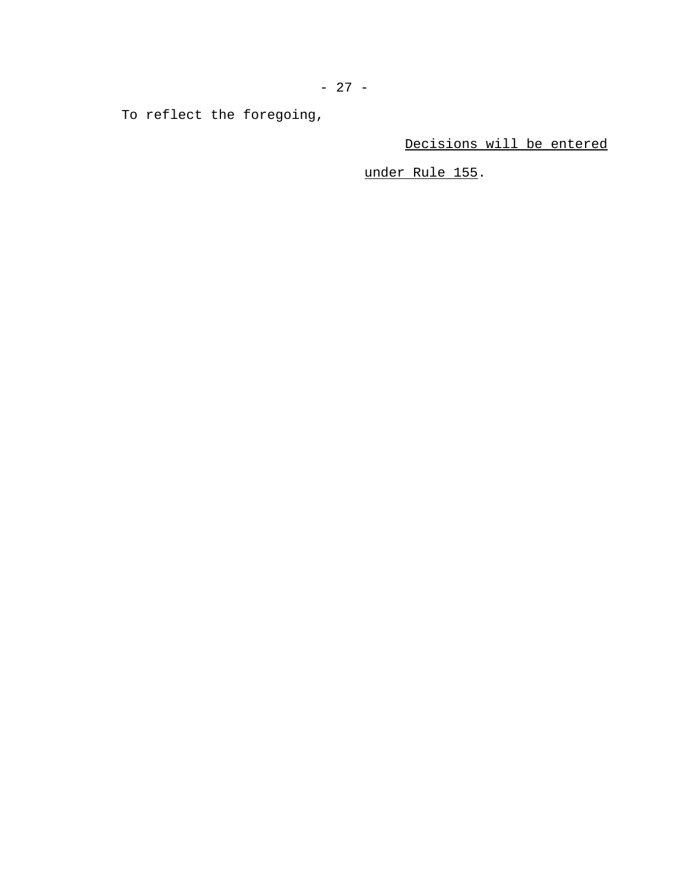To reflect the foregoing,

Decisions will be entered

under Rule 155.